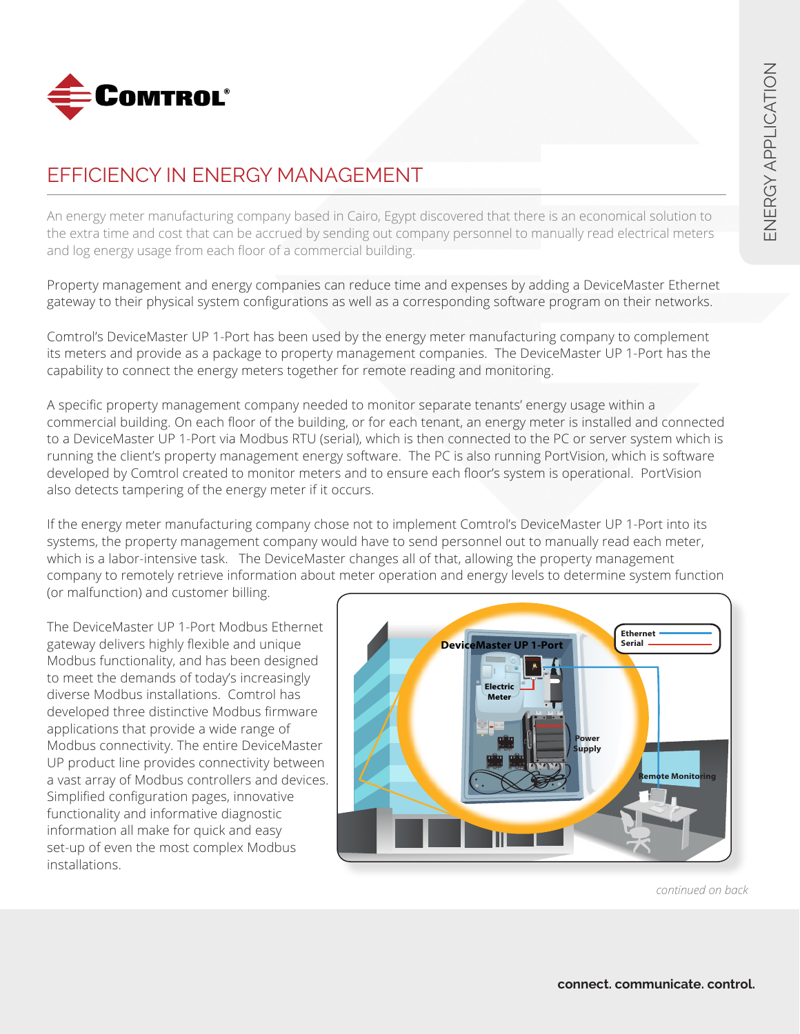# EFFICIENCY IN ENERGY MANAGEMENT

ENERGY APPLICATION

An energy meter manufacturing company based in Cairo, Egypt discovered that there is an economical solution to the extra time and cost that can be accrued by sending out company personnel to manually read electrical meters and log energy usage from each floor of a commercial building.

Property management and energy companies can reduce time and expenses by adding a DeviceMaster Ethernet gateway to their physical system configurations as well as a corresponding software program on their networks.

Comtrol's DeviceMaster UP 1-Port has been used by the energy meter manufacturing company to complement its meters and provide as a package to property management companies. The DeviceMaster UP 1-Port has the capability to connect the energy meters together for remote reading and monitoring.

A specific property management company needed to monitor separate tenants' energy usage within a commercial building. On each floor of the building, or for each tenant, an energy meter is installed and connected to a DeviceMaster UP 1-Port via Modbus RTU (serial), which is then connected to the PC or server system which is running the client's property management energy software. The PC is also running PortVision, which is software developed by Comtrol created to monitor meters and to ensure each floor's system is operational. PortVision also detects tampering of the energy meter if it occurs.

If the energy meter manufacturing company chose not to implement Comtrol's DeviceMaster UP 1-Port into its systems, the property management company would have to send personnel out to manually read each meter, which is a labor-intensive task. The DeviceMaster changes all of that, allowing the property management company to remotely retrieve information about meter operation and energy levels to determine system function (or malfunction) and customer billing.

The DeviceMaster UP 1-Port Modbus Ethernet gateway delivers highly flexible and unique Modbus functionality, and has been designed to meet the demands of today's increasingly diverse Modbus installations. Comtrol has developed three distinctive Modbus firmware applications that provide a wide range of Modbus connectivity. The entire DeviceMaster UP product line provides connectivity between a vast array of Modbus controllers and devices. Simplified configuration pages, innovative functionality and informative diagnostic information all make for quick and easy set-up of even the most complex Modbus installations.

DeviceMaster UP 1-Port

Ethernet
Serial

Electric Meter

Power Supply

Remote Monitoring

*continued on back*

**connect. communicate. control.**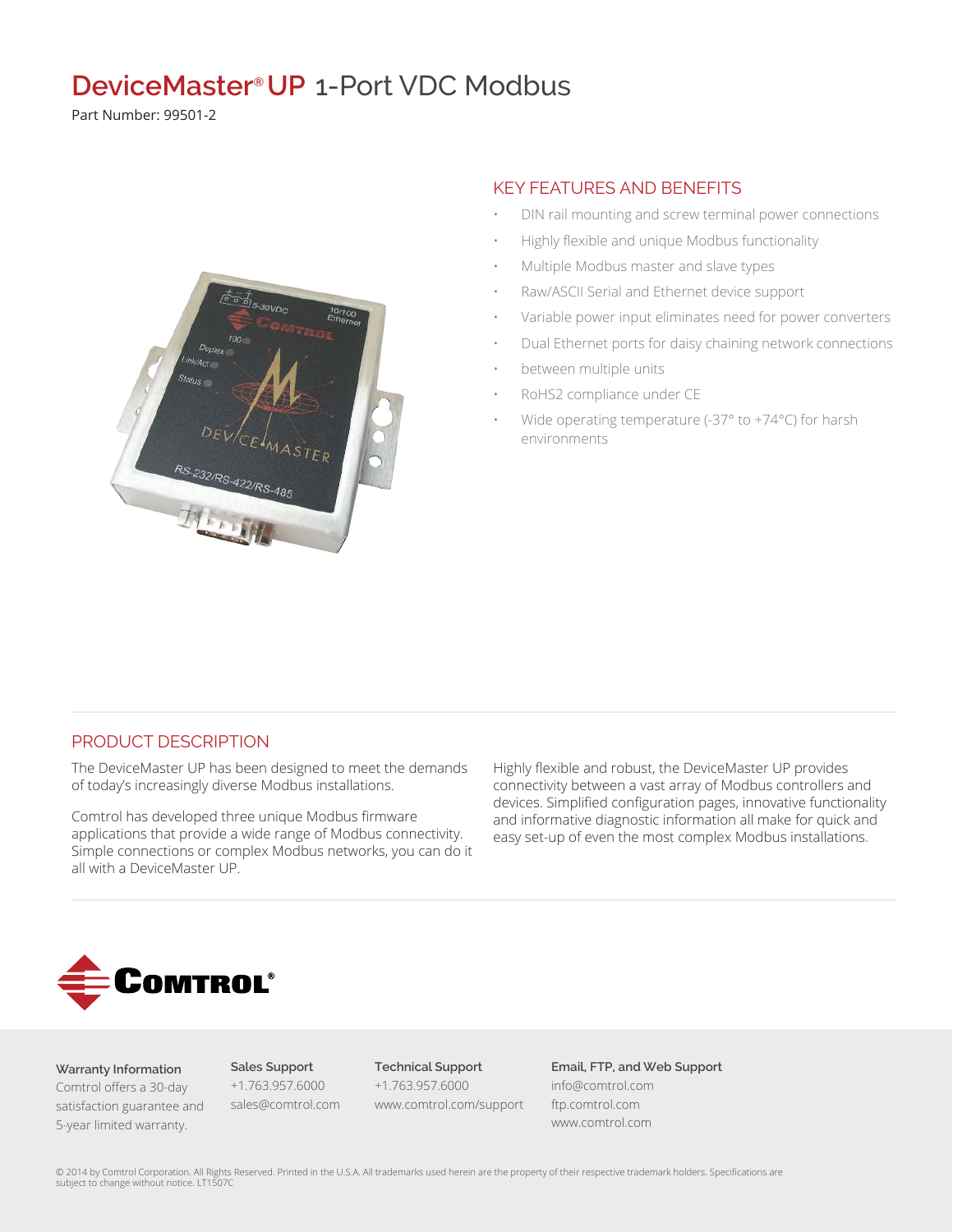# DeviceMaster® UP 1-Port VDC Modbus

Part Number: 99501-2

## KEY FEATURES AND BENEFITS

- DIN rail mounting and screw terminal power connections
- Highly flexible and unique Modbus functionality
- Multiple Modbus master and slave types
- Raw/ASCII Serial and Ethernet device support
- Variable power input eliminates need for power converters
- Dual Ethernet ports for daisy chaining network connections
- between multiple units
- RoHS2 compliance under CE
- Wide operating temperature (-37° to +74°C) for harsh environments

## PRODUCT DESCRIPTION

The DeviceMaster UP has been designed to meet the demands of today's increasingly diverse Modbus installations.

Comtrol has developed three unique Modbus firmware applications that provide a wide range of Modbus connectivity. Simple connections or complex Modbus networks, you can do it all with a DeviceMaster UP.

Highly flexible and robust, the DeviceMaster UP provides connectivity between a vast array of Modbus controllers and devices. Simplified configuration pages, innovative functionality and informative diagnostic information all make for quick and easy set-up of even the most complex Modbus installations.

**Warranty Information**
Comtrol offers a 30-day satisfaction guarantee and 5-year limited warranty.

**Sales Support**
+1.763.957.6000
sales@comtrol.com

**Technical Support**
+1.763.957.6000
www.comtrol.com/support

**Email, FTP, and Web Support**
info@comtrol.com
ftp.comtrol.com
www.comtrol.com

© 2014 by Comtrol Corporation. All Rights Reserved. Printed in the U.S.A. All trademarks used herein are the property of their respective trademark holders. Specifications are subject to change without notice. LT1507C